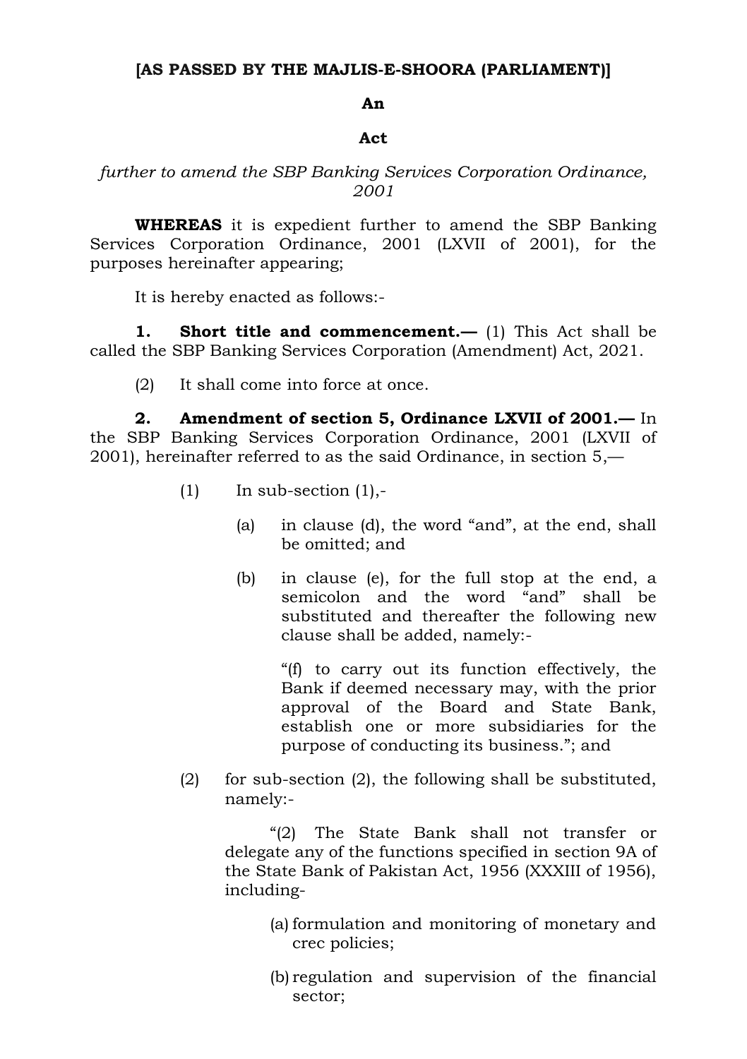**[AS PASSED BY THE MAJLIS-E-SHOORA (PARLIAMENT)]**

**An**

**Act**

*further to amend the SBP Banking Services Corporation Ordinance, 2001*

**WHEREAS** it is expedient further to amend the SBP Banking Services Corporation Ordinance, 2001 (LXVII of 2001), for the purposes hereinafter appearing;

It is hereby enacted as follows:-

**1. Short title and commencement.—** (1) This Act shall be called the SBP Banking Services Corporation (Amendment) Act, 2021.

(2) It shall come into force at once.

**2. Amendment of section 5, Ordinance LXVII of 2001.—** In the SBP Banking Services Corporation Ordinance, 2001 (LXVII of 2001), hereinafter referred to as the said Ordinance, in section 5,—

(1) In sub-section (1),-

(a) in clause (d), the word "and", at the end, shall be omitted; and

(b) in clause (e), for the full stop at the end, a semicolon and the word "and" shall be substituted and thereafter the following new clause shall be added, namely:-

"(f) to carry out its function effectively, the Bank if deemed necessary may, with the prior approval of the Board and State Bank, establish one or more subsidiaries for the purpose of conducting its business."; and

(2) for sub-section (2), the following shall be substituted, namely:-

"(2) The State Bank shall not transfer or delegate any of the functions specified in section 9A of the State Bank of Pakistan Act, 1956 (XXXIII of 1956), including-

(a) formulation and monitoring of monetary and crec policies;

(b) regulation and supervision of the financial sector;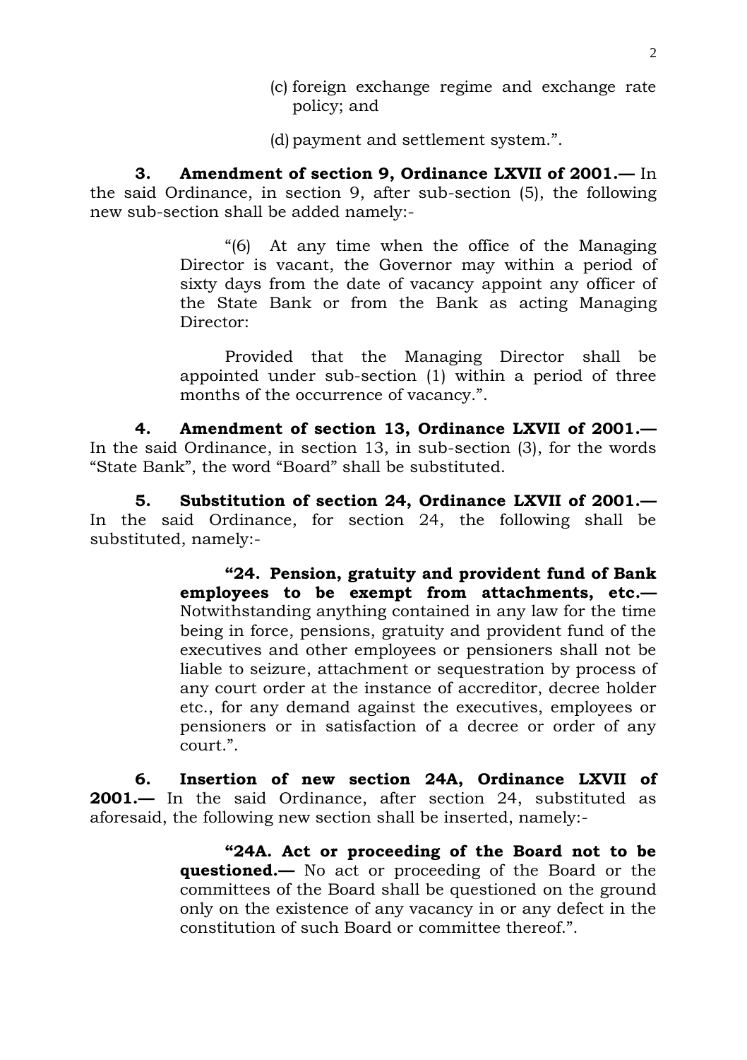(c) foreign exchange regime and exchange rate policy; and

(d) payment and settlement system.”.

**3. Amendment of section 9, Ordinance LXVII of 2001.—** In the said Ordinance, in section 9, after sub-section (5), the following new sub-section shall be added namely:-

> “(6) At any time when the office of the Managing Director is vacant, the Governor may within a period of sixty days from the date of vacancy appoint any officer of the State Bank or from the Bank as acting Managing Director:
>
> Provided that the Managing Director shall be appointed under sub-section (1) within a period of three months of the occurrence of vacancy.”.

**4. Amendment of section 13, Ordinance LXVII of 2001.—** In the said Ordinance, in section 13, in sub-section (3), for the words “State Bank”, the word “Board” shall be substituted.

**5. Substitution of section 24, Ordinance LXVII of 2001.—** In the said Ordinance, for section 24, the following shall be substituted, namely:-

> **“24. Pension, gratuity and provident fund of Bank employees to be exempt from attachments, etc.—** Notwithstanding anything contained in any law for the time being in force, pensions, gratuity and provident fund of the executives and other employees or pensioners shall not be liable to seizure, attachment or sequestration by process of any court order at the instance of accreditor, decree holder etc., for any demand against the executives, employees or pensioners or in satisfaction of a decree or order of any court.”.

**6. Insertion of new section 24A, Ordinance LXVII of 2001.—** In the said Ordinance, after section 24, substituted as aforesaid, the following new section shall be inserted, namely:-

> **“24A. Act or proceeding of the Board not to be questioned.—** No act or proceeding of the Board or the committees of the Board shall be questioned on the ground only on the existence of any vacancy in or any defect in the constitution of such Board or committee thereof.”.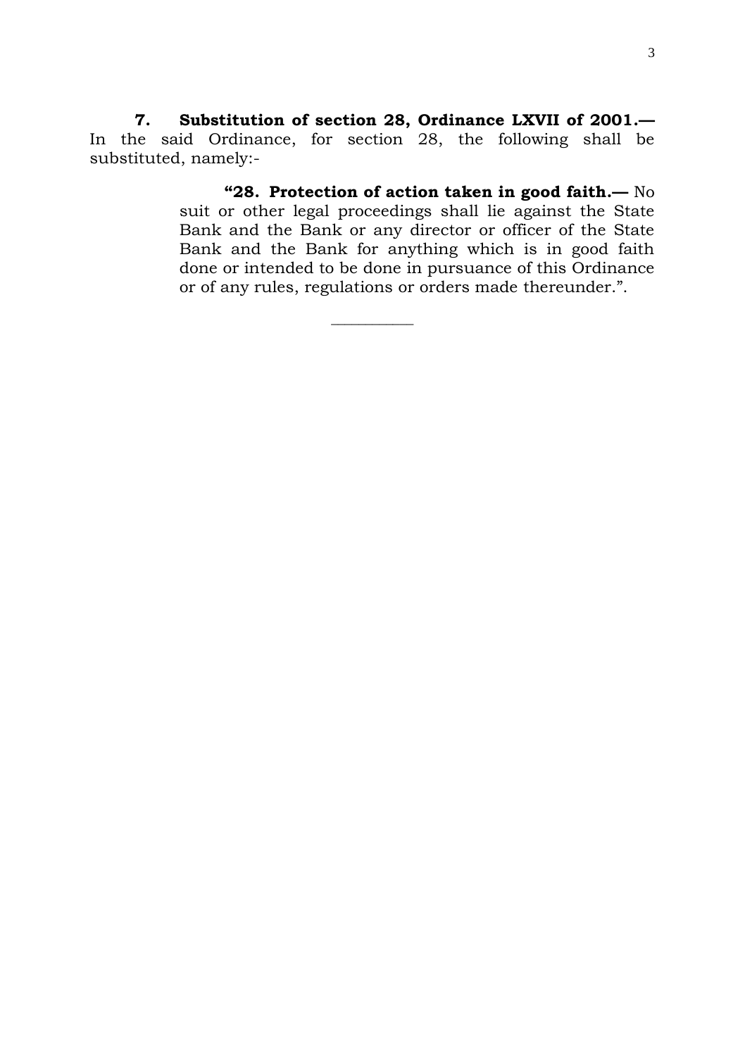**7. Substitution of section 28, Ordinance LXVII of 2001.—** In the said Ordinance, for section 28, the following shall be substituted, namely:-

> **“28. Protection of action taken in good faith.—** No suit or other legal proceedings shall lie against the State Bank and the Bank or any director or officer of the State Bank and the Bank for anything which is in good faith done or intended to be done in pursuance of this Ordinance or of any rules, regulations or orders made thereunder.”.

\_\_\_\_\_\_\_\_\_\_